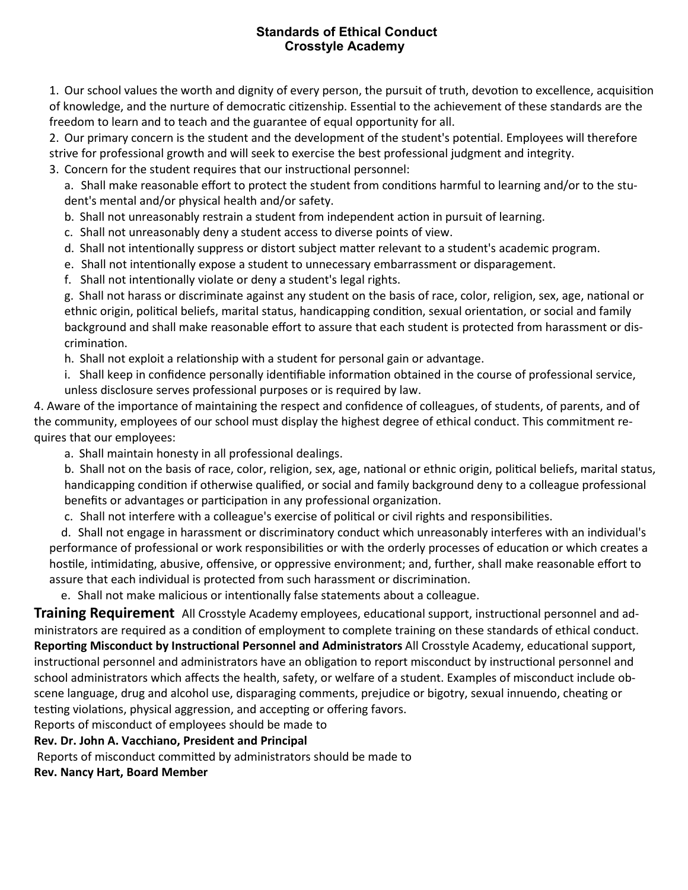# Standards of Ethical Conduct
## Crosstyle Academy

1. Our school values the worth and dignity of every person, the pursuit of truth, devotion to excellence, acquisition of knowledge, and the nurture of democratic citizenship. Essential to the achievement of these standards are the freedom to learn and to teach and the guarantee of equal opportunity for all.
2. Our primary concern is the student and the development of the student's potential. Employees will therefore strive for professional growth and will seek to exercise the best professional judgment and integrity.
3. Concern for the student requires that our instructional personnel:
   a. Shall make reasonable effort to protect the student from conditions harmful to learning and/or to the student's mental and/or physical health and/or safety.
   b. Shall not unreasonably restrain a student from independent action in pursuit of learning.
   c. Shall not unreasonably deny a student access to diverse points of view.
   d. Shall not intentionally suppress or distort subject matter relevant to a student's academic program.
   e. Shall not intentionally expose a student to unnecessary embarrassment or disparagement.
   f. Shall not intentionally violate or deny a student's legal rights.
   g. Shall not harass or discriminate against any student on the basis of race, color, religion, sex, age, national or ethnic origin, political beliefs, marital status, handicapping condition, sexual orientation, or social and family background and shall make reasonable effort to assure that each student is protected from harassment or discrimination.
   h. Shall not exploit a relationship with a student for personal gain or advantage.
   i. Shall keep in confidence personally identifiable information obtained in the course of professional service, unless disclosure serves professional purposes or is required by law.
4. Aware of the importance of maintaining the respect and confidence of colleagues, of students, of parents, and of the community, employees of our school must display the highest degree of ethical conduct. This commitment requires that our employees:
   a. Shall maintain honesty in all professional dealings.
   b. Shall not on the basis of race, color, religion, sex, age, national or ethnic origin, political beliefs, marital status, handicapping condition if otherwise qualified, or social and family background deny to a colleague professional benefits or advantages or participation in any professional organization.
   c. Shall not interfere with a colleague's exercise of political or civil rights and responsibilities.
   d. Shall not engage in harassment or discriminatory conduct which unreasonably interferes with an individual's performance of professional or work responsibilities or with the orderly processes of education or which creates a hostile, intimidating, abusive, offensive, or oppressive environment; and, further, shall make reasonable effort to assure that each individual is protected from such harassment or discrimination.
   e. Shall not make malicious or intentionally false statements about a colleague.

**Training Requirement** All Crosstyle Academy employees, educational support, instructional personnel and administrators are required as a condition of employment to complete training on these standards of ethical conduct.

**Reporting Misconduct by Instructional Personnel and Administrators** All Crosstyle Academy, educational support, instructional personnel and administrators have an obligation to report misconduct by instructional personnel and school administrators which affects the health, safety, or welfare of a student. Examples of misconduct include obscene language, drug and alcohol use, disparaging comments, prejudice or bigotry, sexual innuendo, cheating or testing violations, physical aggression, and accepting or offering favors.

Reports of misconduct of employees should be made to

**Rev. Dr. John A. Vacchiano, President and Principal**

Reports of misconduct committed by administrators should be made to

**Rev. Nancy Hart, Board Member**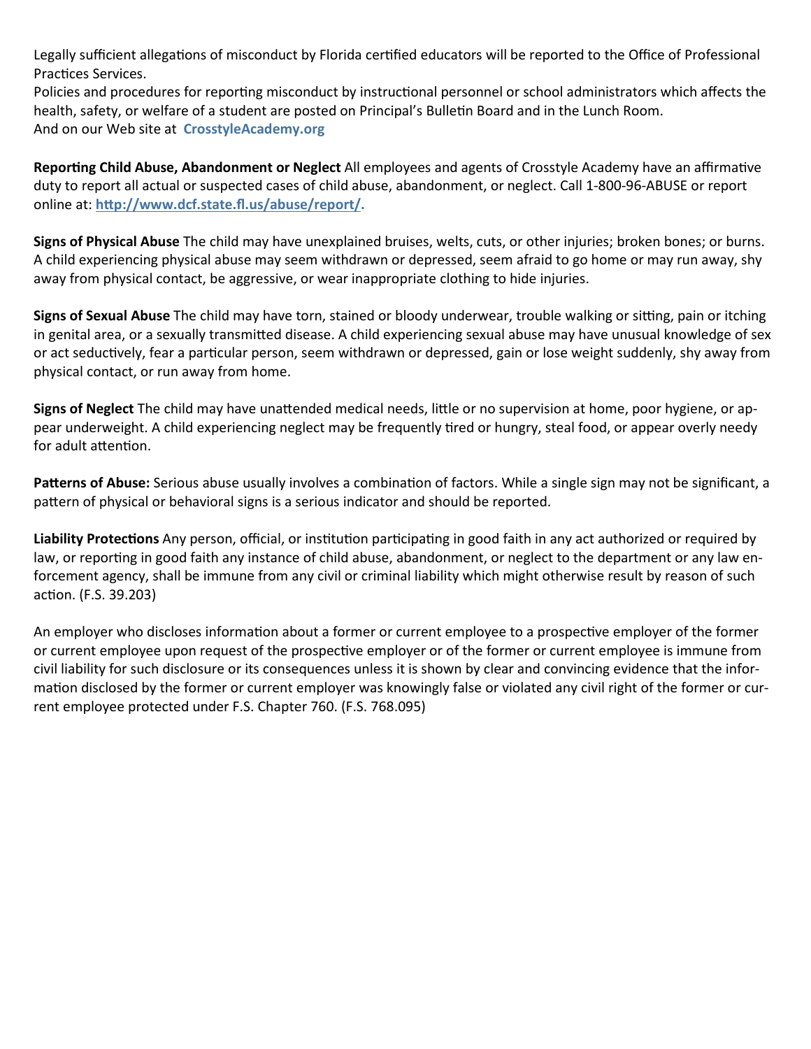Legally sufficient allegations of misconduct by Florida certified educators will be reported to the Office of Professional Practices Services.
Policies and procedures for reporting misconduct by instructional personnel or school administrators which affects the health, safety, or welfare of a student are posted on Principal's Bulletin Board and in the Lunch Room.
And on our Web site at **CrosstyleAcademy.org**

**Reporting Child Abuse, Abandonment or Neglect** All employees and agents of Crosstyle Academy have an affirmative duty to report all actual or suspected cases of child abuse, abandonment, or neglect. Call 1-800-96-ABUSE or report online at: **http://www.dcf.state.fl.us/abuse/report/.**

**Signs of Physical Abuse** The child may have unexplained bruises, welts, cuts, or other injuries; broken bones; or burns. A child experiencing physical abuse may seem withdrawn or depressed, seem afraid to go home or may run away, shy away from physical contact, be aggressive, or wear inappropriate clothing to hide injuries.

**Signs of Sexual Abuse** The child may have torn, stained or bloody underwear, trouble walking or sitting, pain or itching in genital area, or a sexually transmitted disease. A child experiencing sexual abuse may have unusual knowledge of sex or act seductively, fear a particular person, seem withdrawn or depressed, gain or lose weight suddenly, shy away from physical contact, or run away from home.

**Signs of Neglect** The child may have unattended medical needs, little or no supervision at home, poor hygiene, or appear underweight. A child experiencing neglect may be frequently tired or hungry, steal food, or appear overly needy for adult attention.

**Patterns of Abuse:** Serious abuse usually involves a combination of factors. While a single sign may not be significant, a pattern of physical or behavioral signs is a serious indicator and should be reported.

**Liability Protections** Any person, official, or institution participating in good faith in any act authorized or required by law, or reporting in good faith any instance of child abuse, abandonment, or neglect to the department or any law enforcement agency, shall be immune from any civil or criminal liability which might otherwise result by reason of such action. (F.S. 39.203)

An employer who discloses information about a former or current employee to a prospective employer of the former or current employee upon request of the prospective employer or of the former or current employee is immune from civil liability for such disclosure or its consequences unless it is shown by clear and convincing evidence that the information disclosed by the former or current employer was knowingly false or violated any civil right of the former or current employee protected under F.S. Chapter 760. (F.S. 768.095)